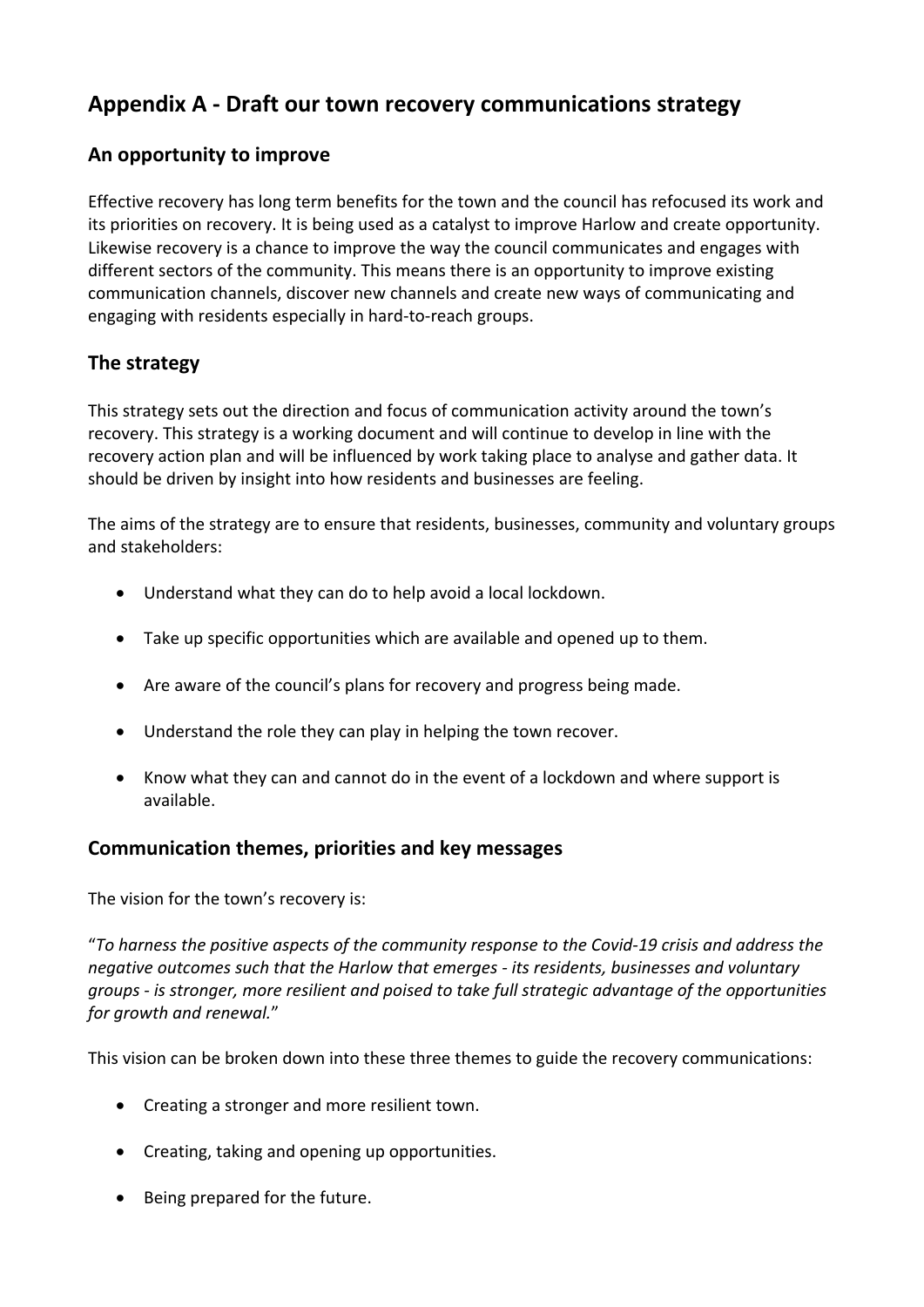# Appendix A - Draft our town recovery communications strategy

## An opportunity to improve

Effective recovery has long term benefits for the town and the council has refocused its work and its priorities on recovery. It is being used as a catalyst to improve Harlow and create opportunity. Likewise recovery is a chance to improve the way the council communicates and engages with different sectors of the community. This means there is an opportunity to improve existing communication channels, discover new channels and create new ways of communicating and engaging with residents especially in hard-to-reach groups.

## The strategy

This strategy sets out the direction and focus of communication activity around the town's recovery. This strategy is a working document and will continue to develop in line with the recovery action plan and will be influenced by work taking place to analyse and gather data. It should be driven by insight into how residents and businesses are feeling.

The aims of the strategy are to ensure that residents, businesses, community and voluntary groups and stakeholders:

- Understand what they can do to help avoid a local lockdown.
- Take up specific opportunities which are available and opened up to them.
- Are aware of the council's plans for recovery and progress being made.
- Understand the role they can play in helping the town recover.
- Know what they can and cannot do in the event of a lockdown and where support is available.

## Communication themes, priorities and key messages

The vision for the town's recovery is:

"*To harness the positive aspects of the community response to the Covid-19 crisis and address the negative outcomes such that the Harlow that emerges - its residents, businesses and voluntary groups - is stronger, more resilient and poised to take full strategic advantage of the opportunities for growth and renewal.*"

This vision can be broken down into these three themes to guide the recovery communications:

- Creating a stronger and more resilient town.
- Creating, taking and opening up opportunities.
- Being prepared for the future.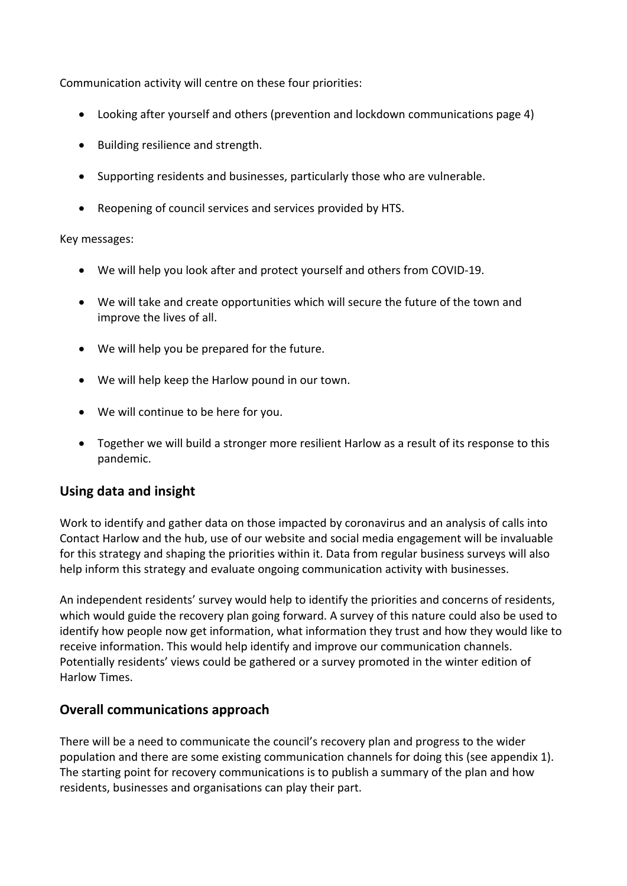Communication activity will centre on these four priorities:

- Looking after yourself and others (prevention and lockdown communications page 4)
- Building resilience and strength.
- Supporting residents and businesses, particularly those who are vulnerable.
- Reopening of council services and services provided by HTS.

Key messages:

- We will help you look after and protect yourself and others from COVID-19.
- We will take and create opportunities which will secure the future of the town and improve the lives of all.
- We will help you be prepared for the future.
- We will help keep the Harlow pound in our town.
- We will continue to be here for you.
- Together we will build a stronger more resilient Harlow as a result of its response to this pandemic.

## Using data and insight

Work to identify and gather data on those impacted by coronavirus and an analysis of calls into Contact Harlow and the hub, use of our website and social media engagement will be invaluable for this strategy and shaping the priorities within it. Data from regular business surveys will also help inform this strategy and evaluate ongoing communication activity with businesses.

An independent residents' survey would help to identify the priorities and concerns of residents, which would guide the recovery plan going forward. A survey of this nature could also be used to identify how people now get information, what information they trust and how they would like to receive information. This would help identify and improve our communication channels. Potentially residents' views could be gathered or a survey promoted in the winter edition of Harlow Times.

## Overall communications approach

There will be a need to communicate the council's recovery plan and progress to the wider population and there are some existing communication channels for doing this (see appendix 1). The starting point for recovery communications is to publish a summary of the plan and how residents, businesses and organisations can play their part.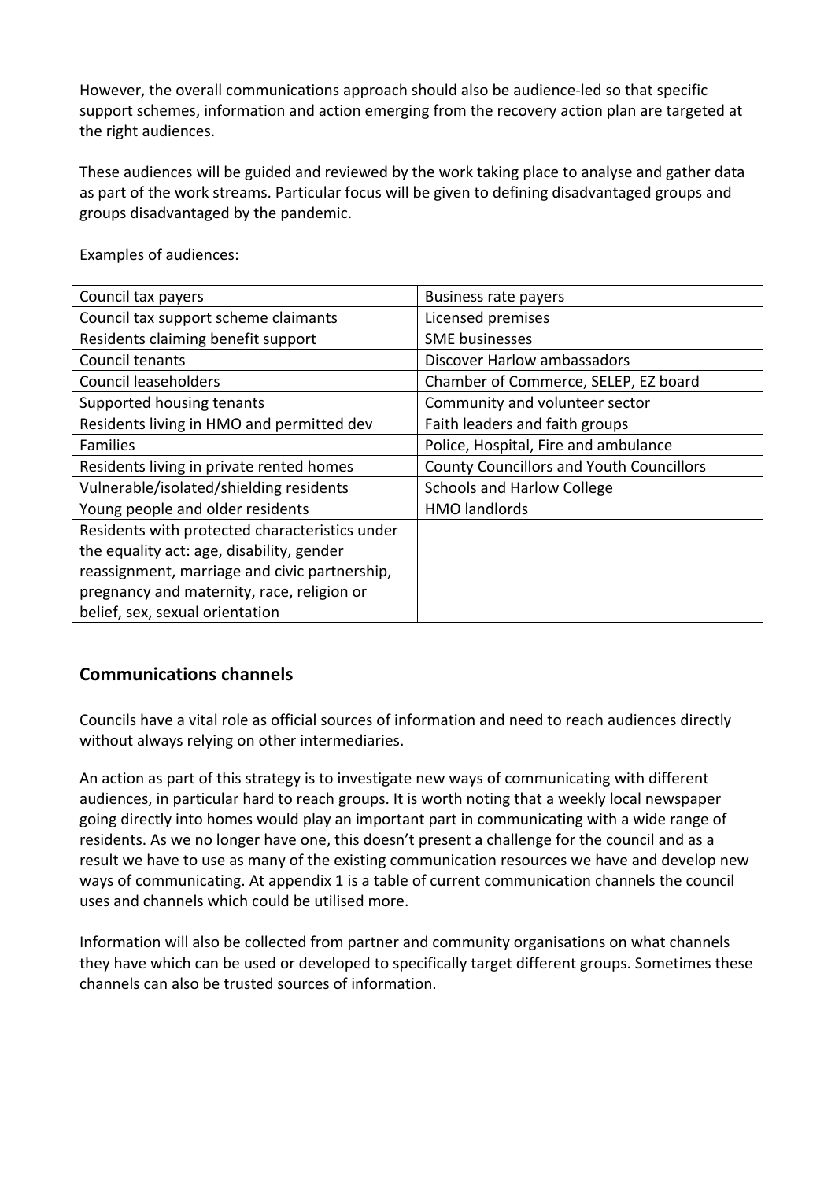However, the overall communications approach should also be audience-led so that specific support schemes, information and action emerging from the recovery action plan are targeted at the right audiences.

These audiences will be guided and reviewed by the work taking place to analyse and gather data as part of the work streams. Particular focus will be given to defining disadvantaged groups and groups disadvantaged by the pandemic.

Examples of audiences:

| | |
|---|---|
| Council tax payers | Business rate payers |
| Council tax support scheme claimants | Licensed premises |
| Residents claiming benefit support | SME businesses |
| Council tenants | Discover Harlow ambassadors |
| Council leaseholders | Chamber of Commerce, SELEP, EZ board |
| Supported housing tenants | Community and volunteer sector |
| Residents living in HMO and permitted dev | Faith leaders and faith groups |
| Families | Police, Hospital, Fire and ambulance |
| Residents living in private rented homes | County Councillors and Youth Councillors |
| Vulnerable/isolated/shielding residents | Schools and Harlow College |
| Young people and older residents | HMO landlords |
| Residents with protected characteristics under the equality act: age, disability, gender reassignment, marriage and civic partnership, pregnancy and maternity, race, religion or belief, sex, sexual orientation | |

## Communications channels

Councils have a vital role as official sources of information and need to reach audiences directly without always relying on other intermediaries.

An action as part of this strategy is to investigate new ways of communicating with different audiences, in particular hard to reach groups. It is worth noting that a weekly local newspaper going directly into homes would play an important part in communicating with a wide range of residents. As we no longer have one, this doesn't present a challenge for the council and as a result we have to use as many of the existing communication resources we have and develop new ways of communicating. At appendix 1 is a table of current communication channels the council uses and channels which could be utilised more.

Information will also be collected from partner and community organisations on what channels they have which can be used or developed to specifically target different groups. Sometimes these channels can also be trusted sources of information.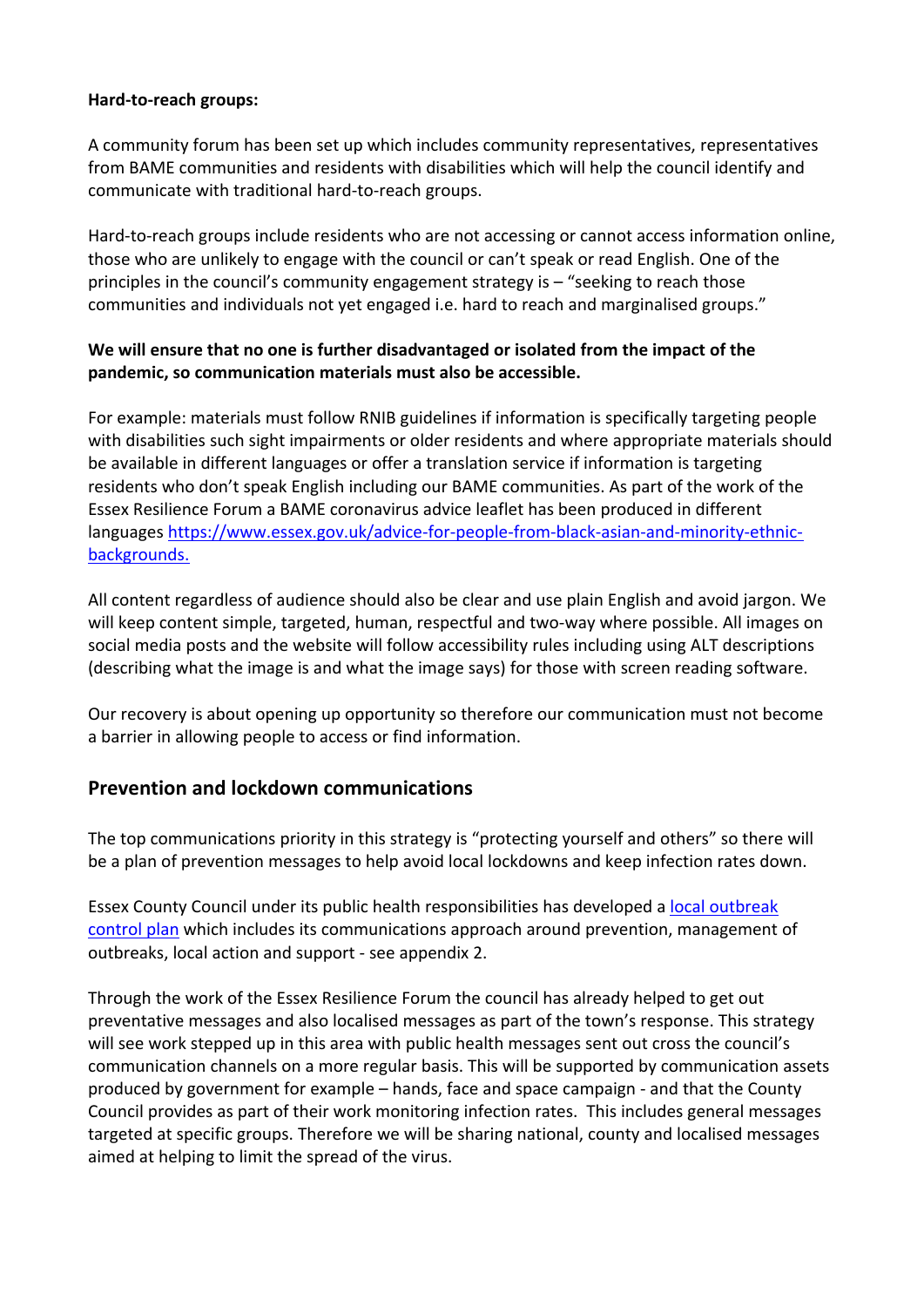**Hard-to-reach groups:**

A community forum has been set up which includes community representatives, representatives from BAME communities and residents with disabilities which will help the council identify and communicate with traditional hard-to-reach groups.

Hard-to-reach groups include residents who are not accessing or cannot access information online, those who are unlikely to engage with the council or can't speak or read English. One of the principles in the council's community engagement strategy is – "seeking to reach those communities and individuals not yet engaged i.e. hard to reach and marginalised groups."

**We will ensure that no one is further disadvantaged or isolated from the impact of the pandemic, so communication materials must also be accessible.**

For example: materials must follow RNIB guidelines if information is specifically targeting people with disabilities such sight impairments or older residents and where appropriate materials should be available in different languages or offer a translation service if information is targeting residents who don't speak English including our BAME communities. As part of the work of the Essex Resilience Forum a BAME coronavirus advice leaflet has been produced in different languages https://www.essex.gov.uk/advice-for-people-from-black-asian-and-minority-ethnic-backgrounds.

All content regardless of audience should also be clear and use plain English and avoid jargon. We will keep content simple, targeted, human, respectful and two-way where possible. All images on social media posts and the website will follow accessibility rules including using ALT descriptions (describing what the image is and what the image says) for those with screen reading software.

Our recovery is about opening up opportunity so therefore our communication must not become a barrier in allowing people to access or find information.

## Prevention and lockdown communications

The top communications priority in this strategy is "protecting yourself and others" so there will be a plan of prevention messages to help avoid local lockdowns and keep infection rates down.

Essex County Council under its public health responsibilities has developed a local outbreak control plan which includes its communications approach around prevention, management of outbreaks, local action and support - see appendix 2.

Through the work of the Essex Resilience Forum the council has already helped to get out preventative messages and also localised messages as part of the town's response. This strategy will see work stepped up in this area with public health messages sent out cross the council's communication channels on a more regular basis. This will be supported by communication assets produced by government for example – hands, face and space campaign - and that the County Council provides as part of their work monitoring infection rates. This includes general messages targeted at specific groups. Therefore we will be sharing national, county and localised messages aimed at helping to limit the spread of the virus.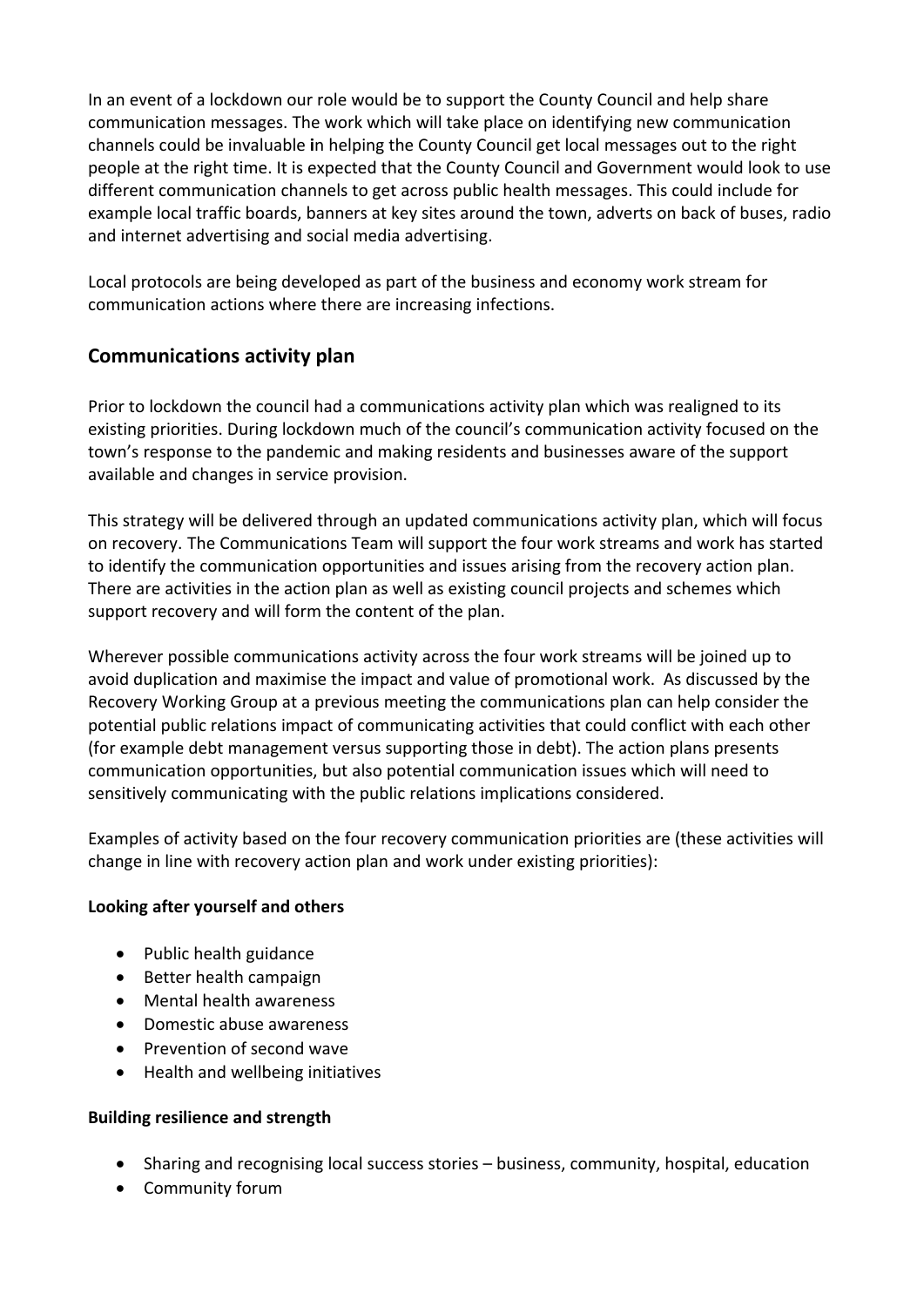In an event of a lockdown our role would be to support the County Council and help share communication messages. The work which will take place on identifying new communication channels could be invaluable in helping the County Council get local messages out to the right people at the right time. It is expected that the County Council and Government would look to use different communication channels to get across public health messages. This could include for example local traffic boards, banners at key sites around the town, adverts on back of buses, radio and internet advertising and social media advertising.

Local protocols are being developed as part of the business and economy work stream for communication actions where there are increasing infections.

## Communications activity plan

Prior to lockdown the council had a communications activity plan which was realigned to its existing priorities. During lockdown much of the council's communication activity focused on the town's response to the pandemic and making residents and businesses aware of the support available and changes in service provision.

This strategy will be delivered through an updated communications activity plan, which will focus on recovery. The Communications Team will support the four work streams and work has started to identify the communication opportunities and issues arising from the recovery action plan. There are activities in the action plan as well as existing council projects and schemes which support recovery and will form the content of the plan.

Wherever possible communications activity across the four work streams will be joined up to avoid duplication and maximise the impact and value of promotional work. As discussed by the Recovery Working Group at a previous meeting the communications plan can help consider the potential public relations impact of communicating activities that could conflict with each other (for example debt management versus supporting those in debt). The action plans presents communication opportunities, but also potential communication issues which will need to sensitively communicating with the public relations implications considered.

Examples of activity based on the four recovery communication priorities are (these activities will change in line with recovery action plan and work under existing priorities):

**Looking after yourself and others**

- Public health guidance
- Better health campaign
- Mental health awareness
- Domestic abuse awareness
- Prevention of second wave
- Health and wellbeing initiatives

**Building resilience and strength**

- Sharing and recognising local success stories – business, community, hospital, education
- Community forum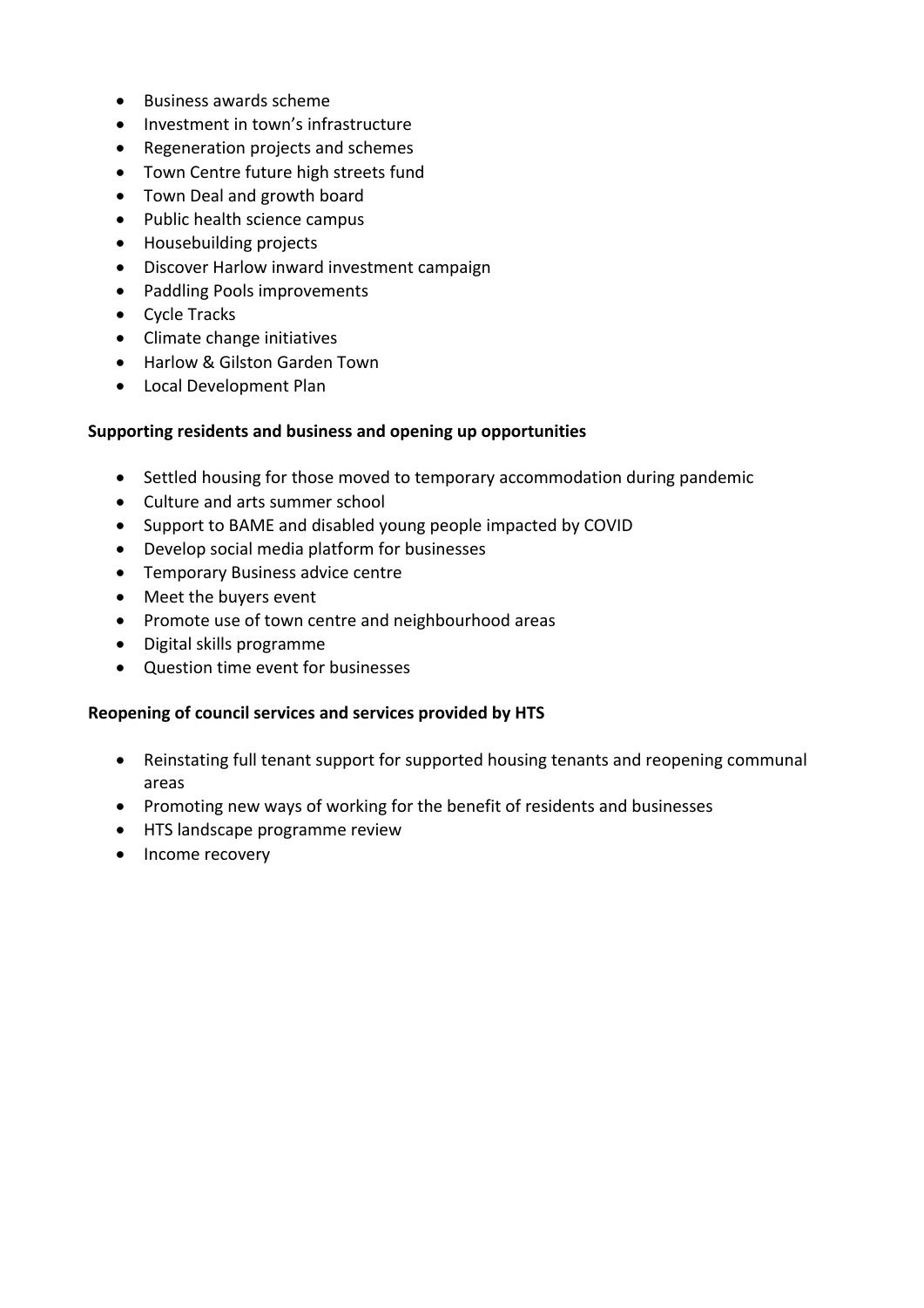- Business awards scheme
- Investment in town's infrastructure
- Regeneration projects and schemes
- Town Centre future high streets fund
- Town Deal and growth board
- Public health science campus
- Housebuilding projects
- Discover Harlow inward investment campaign
- Paddling Pools improvements
- Cycle Tracks
- Climate change initiatives
- Harlow & Gilston Garden Town
- Local Development Plan

**Supporting residents and business and opening up opportunities**

- Settled housing for those moved to temporary accommodation during pandemic
- Culture and arts summer school
- Support to BAME and disabled young people impacted by COVID
- Develop social media platform for businesses
- Temporary Business advice centre
- Meet the buyers event
- Promote use of town centre and neighbourhood areas
- Digital skills programme
- Question time event for businesses

**Reopening of council services and services provided by HTS**

- Reinstating full tenant support for supported housing tenants and reopening communal areas
- Promoting new ways of working for the benefit of residents and businesses
- HTS landscape programme review
- Income recovery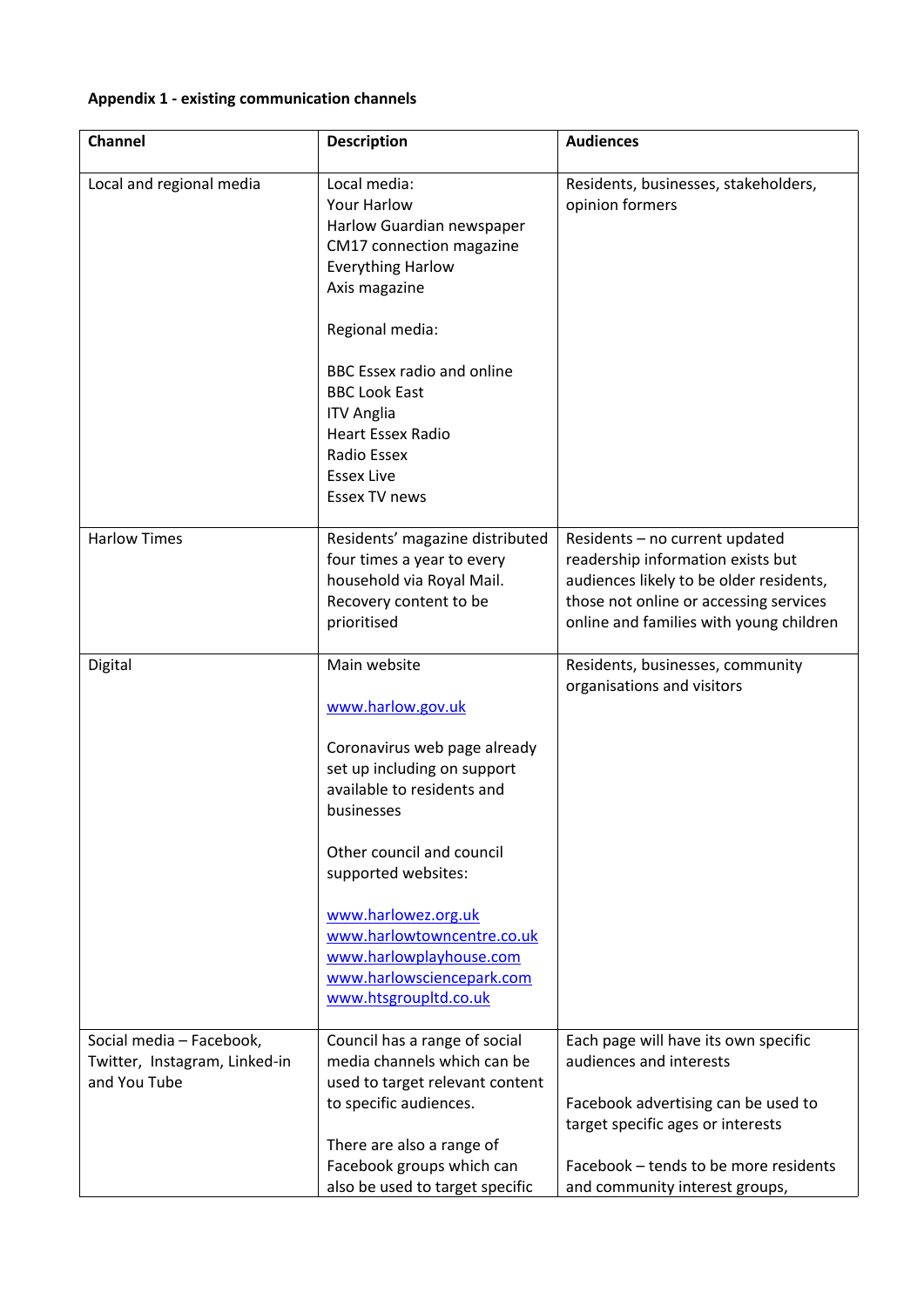**Appendix 1 - existing communication channels**

| Channel | Description | Audiences |
|---|---|---|
| Local and regional media | Local media:<br>Your Harlow<br>Harlow Guardian newspaper<br>CM17 connection magazine<br>Everything Harlow<br>Axis magazine<br><br>Regional media:<br><br>BBC Essex radio and online<br>BBC Look East<br>ITV Anglia<br>Heart Essex Radio<br>Radio Essex<br>Essex Live<br>Essex TV news | Residents, businesses, stakeholders, opinion formers |
| Harlow Times | Residents' magazine distributed four times a year to every household via Royal Mail. Recovery content to be prioritised | Residents – no current updated readership information exists but audiences likely to be older residents, those not online or accessing services online and families with young children |
| Digital | Main website<br><br>www.harlow.gov.uk<br><br>Coronavirus web page already set up including on support available to residents and businesses<br><br>Other council and council supported websites:<br><br>www.harlowez.org.uk<br>www.harlowtowncentre.co.uk<br>www.harlowplayhouse.com<br>www.harlowsciencepark.com<br>www.htsgroupltd.co.uk | Residents, businesses, community organisations and visitors |
| Social media – Facebook, Twitter, Instagram, Linked-in and You Tube | Council has a range of social media channels which can be used to target relevant content to specific audiences.<br><br>There are also a range of Facebook groups which can also be used to target specific | Each page will have its own specific audiences and interests<br><br>Facebook advertising can be used to target specific ages or interests<br><br>Facebook – tends to be more residents and community interest groups, |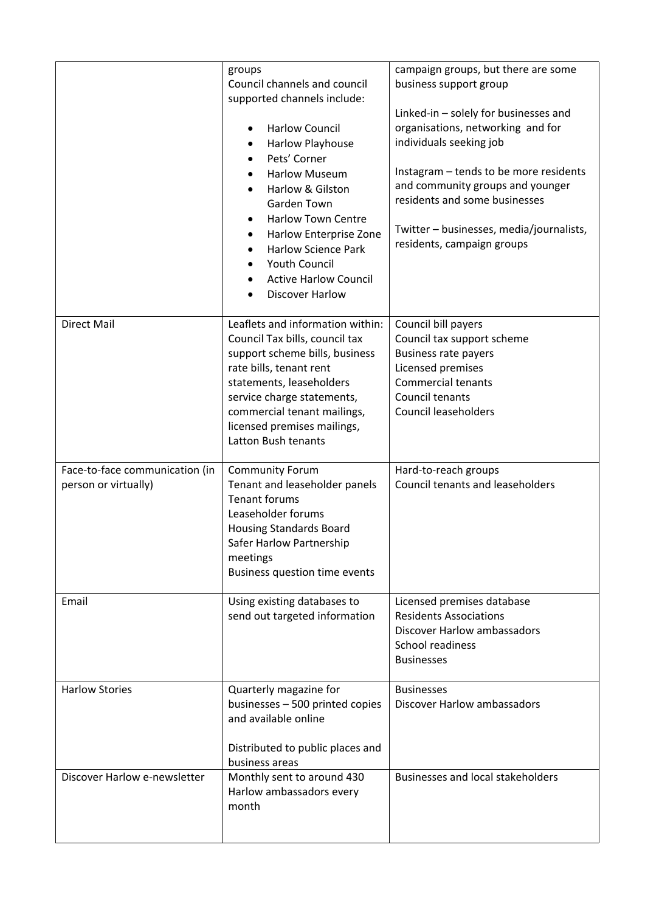| | | |
|---|---|---|
| | groups<br>Council channels and council supported channels include:<br>• Harlow Council<br>• Harlow Playhouse<br>• Pets' Corner<br>• Harlow Museum<br>• Harlow & Gilston Garden Town<br>• Harlow Town Centre<br>• Harlow Enterprise Zone<br>• Harlow Science Park<br>• Youth Council<br>• Active Harlow Council<br>• Discover Harlow | campaign groups, but there are some business support group<br><br>Linked-in – solely for businesses and organisations, networking and for individuals seeking job<br><br>Instagram – tends to be more residents and community groups and younger residents and some businesses<br><br>Twitter – businesses, media/journalists, residents, campaign groups |
| Direct Mail | Leaflets and information within: Council Tax bills, council tax support scheme bills, business rate bills, tenant rent statements, leaseholders service charge statements, commercial tenant mailings, licensed premises mailings, Latton Bush tenants | Council bill payers<br>Council tax support scheme<br>Business rate payers<br>Licensed premises<br>Commercial tenants<br>Council tenants<br>Council leaseholders |
| Face-to-face communication (in person or virtually) | Community Forum<br>Tenant and leaseholder panels<br>Tenant forums<br>Leaseholder forums<br>Housing Standards Board<br>Safer Harlow Partnership meetings<br>Business question time events | Hard-to-reach groups<br>Council tenants and leaseholders |
| Email | Using existing databases to send out targeted information | Licensed premises database<br>Residents Associations<br>Discover Harlow ambassadors<br>School readiness<br>Businesses |
| Harlow Stories | Quarterly magazine for businesses – 500 printed copies and available online<br><br>Distributed to public places and business areas | Businesses<br>Discover Harlow ambassadors |
| Discover Harlow e-newsletter | Monthly sent to around 430 Harlow ambassadors every month | Businesses and local stakeholders |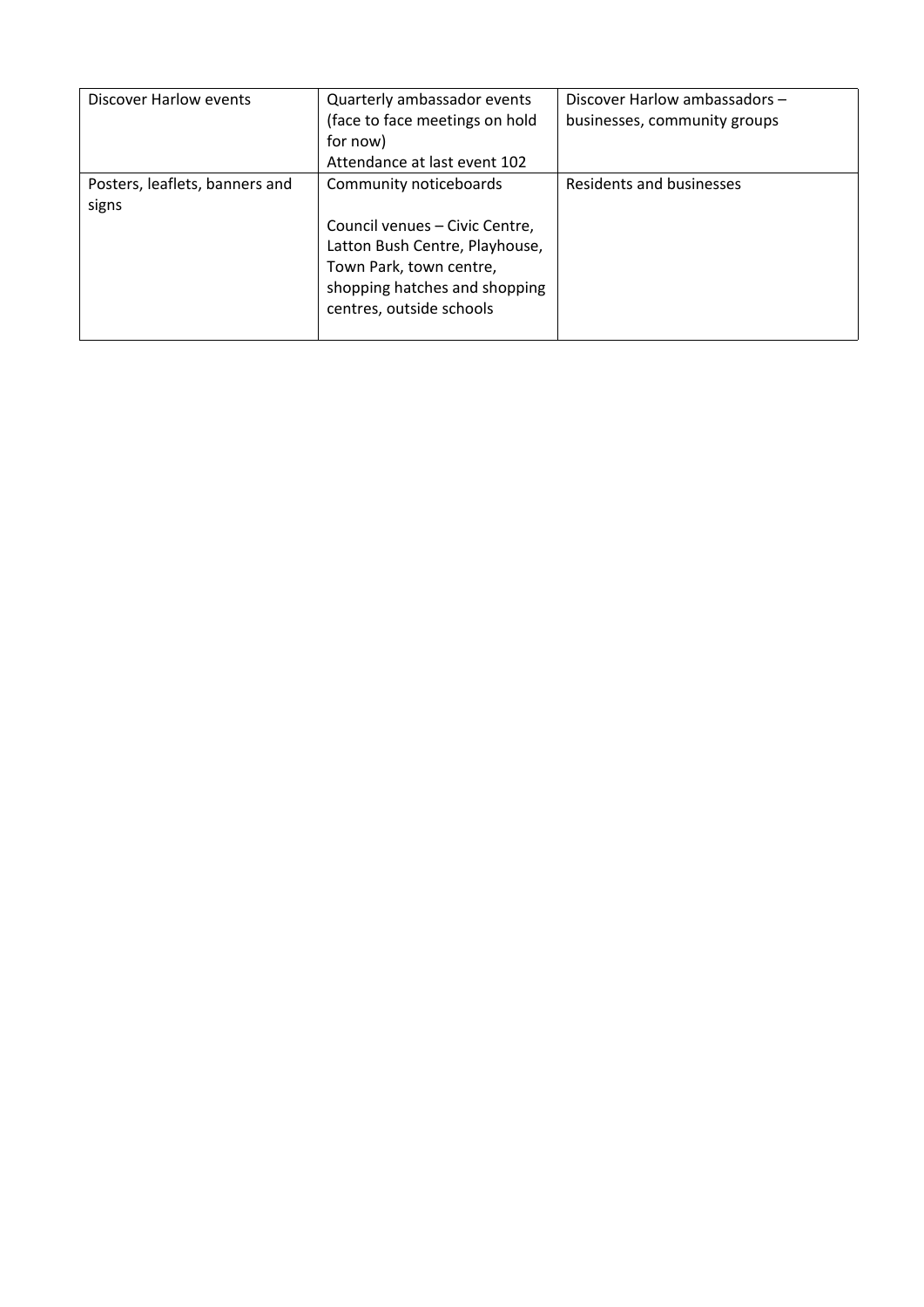| Discover Harlow events | Quarterly ambassador events (face to face meetings on hold for now)<br>Attendance at last event 102 | Discover Harlow ambassadors – businesses, community groups |
|---|---|---|
| Posters, leaflets, banners and signs | Community noticeboards<br><br>Council venues – Civic Centre, Latton Bush Centre, Playhouse, Town Park, town centre, shopping hatches and shopping centres, outside schools | Residents and businesses |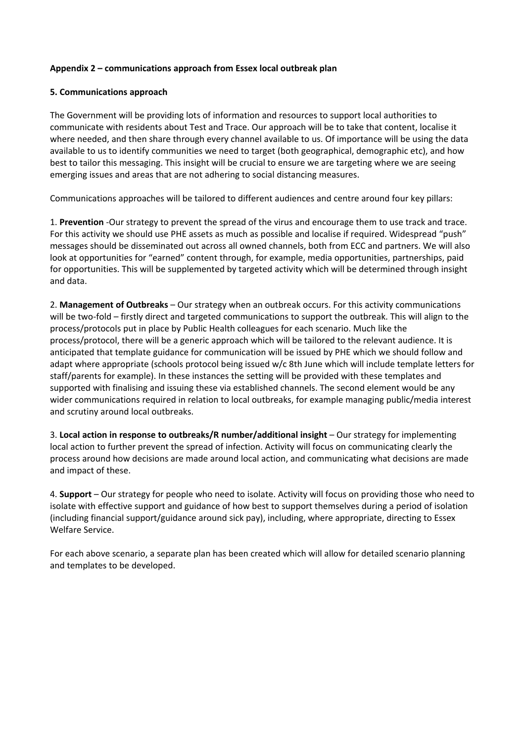**Appendix 2 – communications approach from Essex local outbreak plan**

**5. Communications approach**

The Government will be providing lots of information and resources to support local authorities to communicate with residents about Test and Trace. Our approach will be to take that content, localise it where needed, and then share through every channel available to us. Of importance will be using the data available to us to identify communities we need to target (both geographical, demographic etc), and how best to tailor this messaging. This insight will be crucial to ensure we are targeting where we are seeing emerging issues and areas that are not adhering to social distancing measures.

Communications approaches will be tailored to different audiences and centre around four key pillars:

1. **Prevention** -Our strategy to prevent the spread of the virus and encourage them to use track and trace. For this activity we should use PHE assets as much as possible and localise if required. Widespread "push" messages should be disseminated out across all owned channels, both from ECC and partners. We will also look at opportunities for "earned" content through, for example, media opportunities, partnerships, paid for opportunities. This will be supplemented by targeted activity which will be determined through insight and data.

2. **Management of Outbreaks** – Our strategy when an outbreak occurs. For this activity communications will be two-fold – firstly direct and targeted communications to support the outbreak. This will align to the process/protocols put in place by Public Health colleagues for each scenario. Much like the process/protocol, there will be a generic approach which will be tailored to the relevant audience. It is anticipated that template guidance for communication will be issued by PHE which we should follow and adapt where appropriate (schools protocol being issued w/c 8th June which will include template letters for staff/parents for example). In these instances the setting will be provided with these templates and supported with finalising and issuing these via established channels. The second element would be any wider communications required in relation to local outbreaks, for example managing public/media interest and scrutiny around local outbreaks.

3. **Local action in response to outbreaks/R number/additional insight** – Our strategy for implementing local action to further prevent the spread of infection. Activity will focus on communicating clearly the process around how decisions are made around local action, and communicating what decisions are made and impact of these.

4. **Support** – Our strategy for people who need to isolate. Activity will focus on providing those who need to isolate with effective support and guidance of how best to support themselves during a period of isolation (including financial support/guidance around sick pay), including, where appropriate, directing to Essex Welfare Service.

For each above scenario, a separate plan has been created which will allow for detailed scenario planning and templates to be developed.